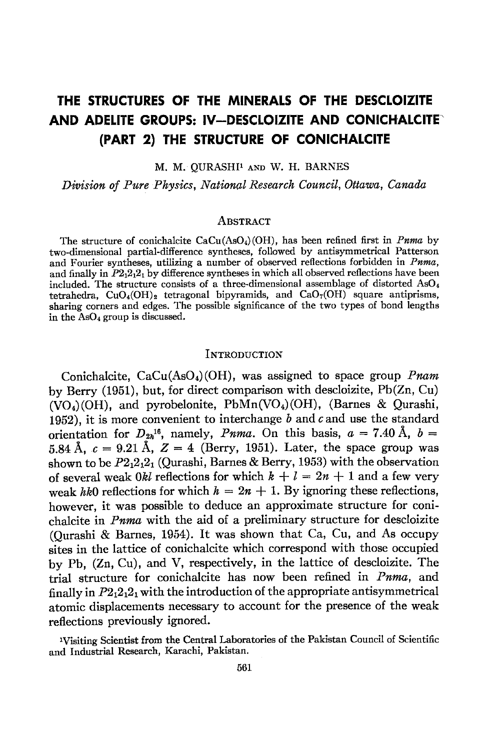# THE STRUCTURES OF THE MINERALS OF THE DESCLOIZITE AND ADELITE GROUPS: IV—DESCLOIZITE AND CONICHALCITE (PART 2) THE STRUCTURE OF CONICHALCITE

M. M. QURASHI[1] AND W. H. BARNES

*Division of Pure Physics, National Research Council, Ottawa, Canada*

## Abstract

The structure of conichalcite $CaCu(AsO_4)(OH)$, has been refined first in *Pnma* by two-dimensional partial-difference syntheses, followed by antisymmetrical Patterson and Fourier syntheses, utilizing a number of observed reflections forbidden in *Pnma*, and finally in $P2_12_12_1$ by difference syntheses in which all observed reflections have been included. The structure consists of a three-dimensional assemblage of distorted $AsO_4$ tetrahedra, $CuO_4(OH)_2$ tetragonal bipyramids, and $CaO_7(OH)$ square antiprisms, sharing corners and edges. The possible significance of the two types of bond lengths in the $AsO_4$ group is discussed.

## Introduction

Conichalcite, $CaCu(AsO_4)(OH)$, was assigned to space group *Pnam* by Berry (1951), but, for direct comparison with descloizite, Pb(Zn, Cu) $(VO_4)(OH)$, and pyrobelonite, $PbMn(VO_4)(OH)$, (Barnes & Qurashi, 1952), it is more convenient to interchange *b* and *c* and use the standard orientation for $D_{2h}^{16}$, namely, *Pnma*. On this basis, $a = 7.40$ Å, $b = 5.84$ Å, $c = 9.21$ Å, $Z = 4$ (Berry, 1951). Later, the space group was shown to be $P2_12_12_1$ (Qurashi, Barnes & Berry, 1953) with the observation of several weak $0kl$ reflections for which $k + l = 2n + 1$ and a few very weak $hk0$ reflections for which $h = 2n + 1$. By ignoring these reflections, however, it was possible to deduce an approximate structure for conichalcite in *Pnma* with the aid of a preliminary structure for descloizite (Qurashi & Barnes, 1954). It was shown that Ca, Cu, and As occupy sites in the lattice of conichalcite which correspond with those occupied by Pb, (Zn, Cu), and V, respectively, in the lattice of descloizite. The trial structure for conichalcite has now been refined in *Pnma*, and finally in $P2_12_12_1$ with the introduction of the appropriate antisymmetrical atomic displacements necessary to account for the presence of the weak reflections previously ignored.

[1]Visiting Scientist from the Central Laboratories of the Pakistan Council of Scientific and Industrial Research, Karachi, Pakistan.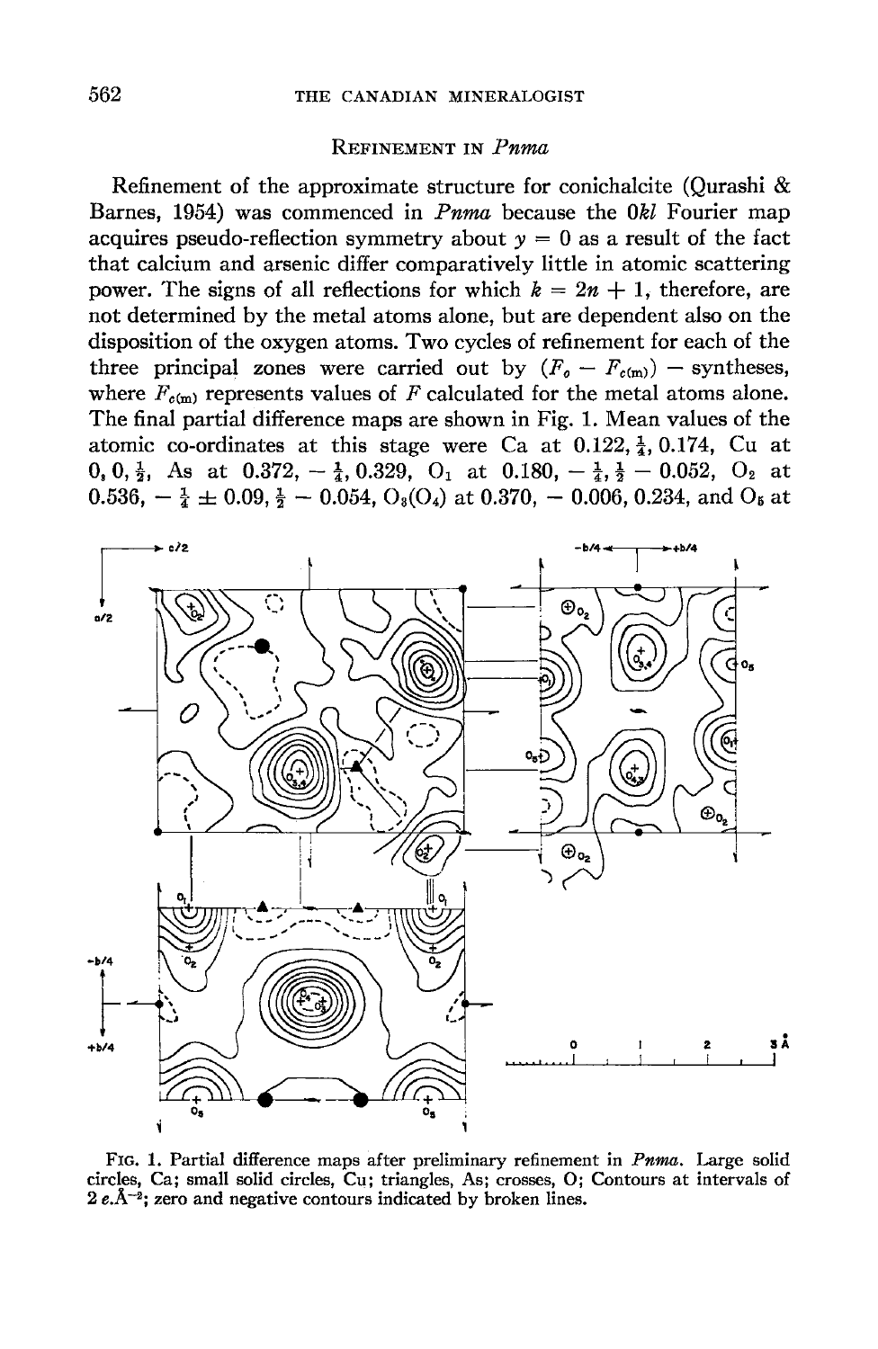## Refinement in *Pnma*

Refinement of the approximate structure for conichalcite (Qurashi & Barnes, 1954) was commenced in *Pnma* because the $0kl$ Fourier map acquires pseudo-reflection symmetry about $y = 0$ as a result of the fact that calcium and arsenic differ comparatively little in atomic scattering power. The signs of all reflections for which $k = 2n + 1$, therefore, are not determined by the metal atoms alone, but are dependent also on the disposition of the oxygen atoms. Two cycles of refinement for each of the three principal zones were carried out by $(F_o - F_{c(m)})$ – syntheses, where $F_{c(m)}$ represents values of $F$ calculated for the metal atoms alone. The final partial difference maps are shown in Fig. 1. Mean values of the atomic co-ordinates at this stage were Ca at 0.122, $\frac{1}{4}$, 0.174, Cu at 0, 0, $\frac{1}{2}$, As at 0.372, $-\frac{1}{4}$, 0.329, $O_1$ at 0.180, $-\frac{1}{4}$, $\frac{1}{2}$ – 0.052, $O_2$ at 0.536, $-\frac{1}{4} \pm 0.09$, $\frac{1}{2}$ – 0.054, $O_3(O_4)$ at 0.370, – 0.006, 0.234, and $O_5$ at

FIG. 1. Partial difference maps after preliminary refinement in *Pnma*. Large solid circles, Ca; small solid circles, Cu; triangles, As; crosses, O; Contours at intervals of 2 $e.\text{Å}^{-2}$; zero and negative contours indicated by broken lines.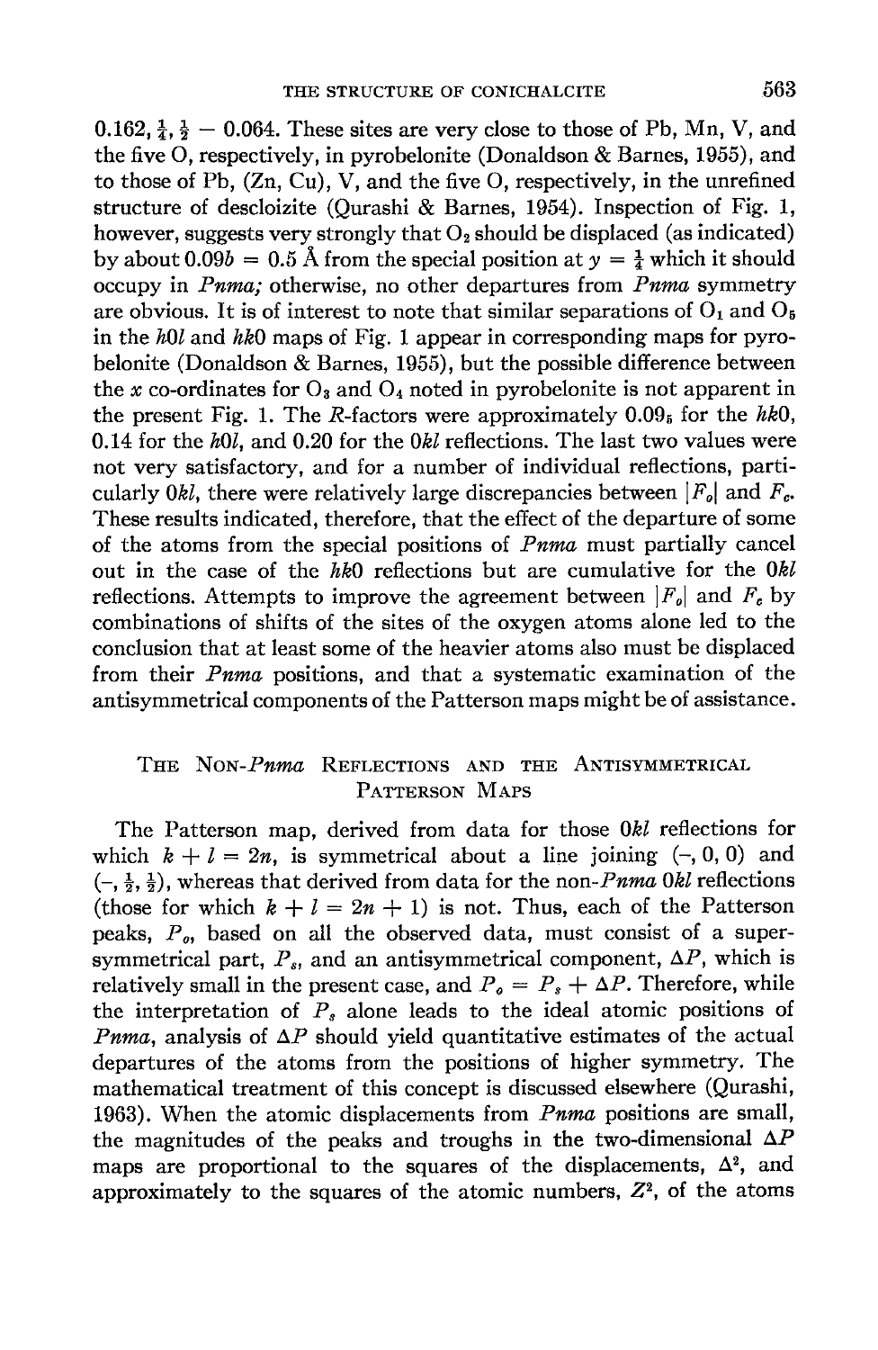0.162, $\frac{1}{4}$, $\frac{1}{2}$ − 0.064. These sites are very close to those of Pb, Mn, V, and the five O, respectively, in pyrobelonite (Donaldson & Barnes, 1955), and to those of Pb, (Zn, Cu), V, and the five O, respectively, in the unrefined structure of descloizite (Qurashi & Barnes, 1954). Inspection of Fig. 1, however, suggests very strongly that $O_2$ should be displaced (as indicated) by about $0.09b = 0.5$ Å from the special position at $y = \frac{1}{4}$ which it should occupy in *Pnma;* otherwise, no other departures from *Pnma* symmetry are obvious. It is of interest to note that similar separations of $O_1$ and $O_5$ in the *h0l* and *hk0* maps of Fig. 1 appear in corresponding maps for pyrobelonite (Donaldson & Barnes, 1955), but the possible difference between the $x$ co-ordinates for $O_3$ and $O_4$ noted in pyrobelonite is not apparent in the present Fig. 1. The *R*-factors were approximately $0.09_5$ for the *hk0*, 0.14 for the *h0l*, and 0.20 for the *0kl* reflections. The last two values were not very satisfactory, and for a number of individual reflections, particularly *0kl*, there were relatively large discrepancies between $|F_o|$ and $F_c$. These results indicated, therefore, that the effect of the departure of some of the atoms from the special positions of *Pnma* must partially cancel out in the case of the *hk0* reflections but are cumulative for the *0kl* reflections. Attempts to improve the agreement between $|F_o|$ and $F_c$ by combinations of shifts of the sites of the oxygen atoms alone led to the conclusion that at least some of the heavier atoms also must be displaced from their *Pnma* positions, and that a systematic examination of the antisymmetrical components of the Patterson maps might be of assistance.

## The Non-*Pnma* Reflections and the Antisymmetrical Patterson Maps

The Patterson map, derived from data for those *0kl* reflections for which $k + l = 2n$, is symmetrical about a line joining (–, 0, 0) and (–, $\frac{1}{2}$, $\frac{1}{2}$), whereas that derived from data for the non-*Pnma* *0kl* reflections (those for which $k + l = 2n + 1$) is not. Thus, each of the Patterson peaks, $P_o$, based on all the observed data, must consist of a super-symmetrical part, $P_s$, and an antisymmetrical component, $\Delta P$, which is relatively small in the present case, and $P_o = P_s + \Delta P$. Therefore, while the interpretation of $P_s$ alone leads to the ideal atomic positions of *Pnma*, analysis of $\Delta P$ should yield quantitative estimates of the actual departures of the atoms from the positions of higher symmetry. The mathematical treatment of this concept is discussed elsewhere (Qurashi, 1963). When the atomic displacements from *Pnma* positions are small, the magnitudes of the peaks and troughs in the two-dimensional $\Delta P$ maps are proportional to the squares of the displacements, $\Delta^2$, and approximately to the squares of the atomic numbers, $Z^2$, of the atoms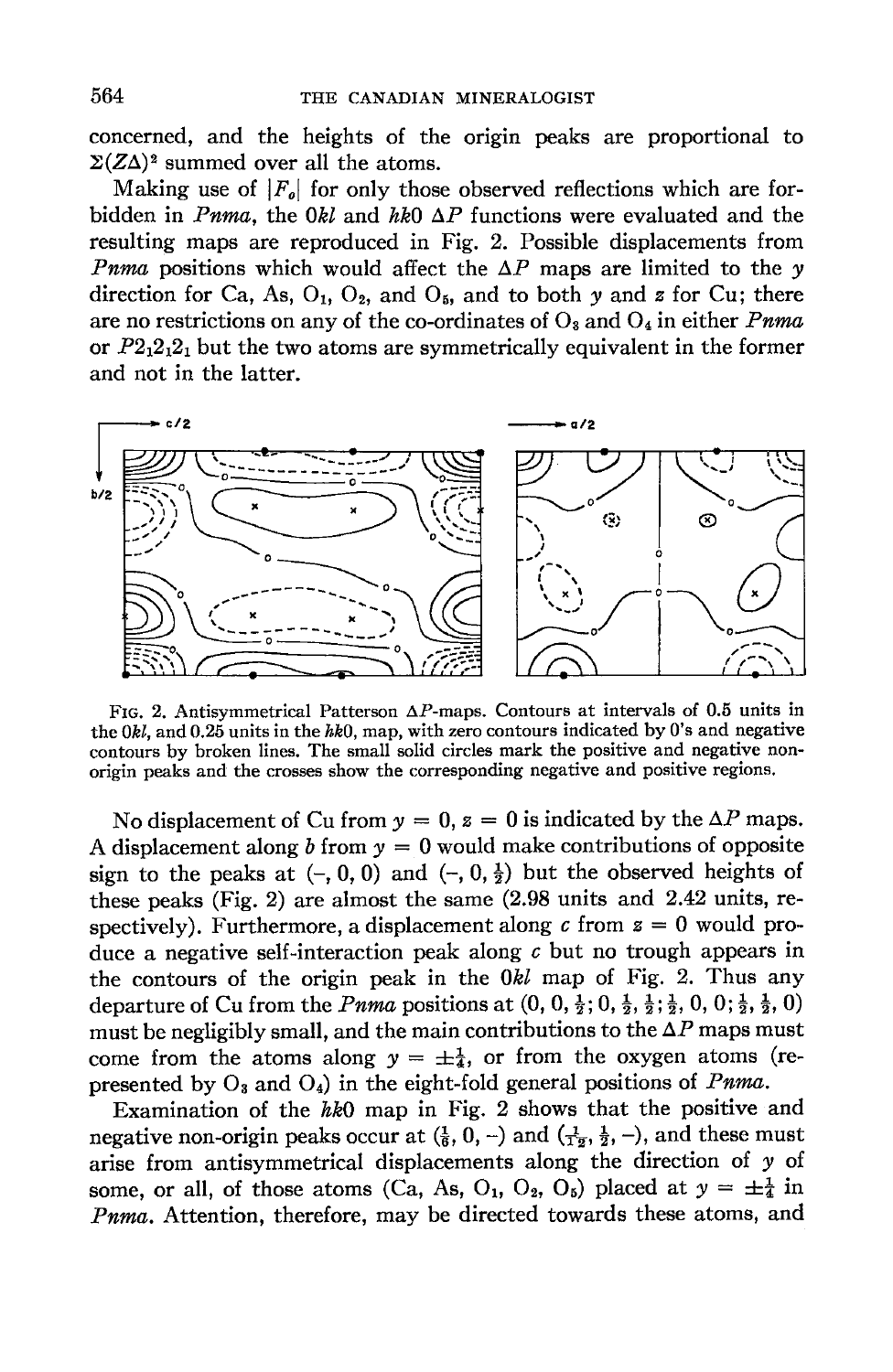concerned, and the heights of the origin peaks are proportional to $\Sigma(Z\Delta)^2$ summed over all the atoms.

Making use of $|F_o|$ for only those observed reflections which are forbidden in *Pnma*, the $0kl$ and $hk0$ $\Delta P$ functions were evaluated and the resulting maps are reproduced in Fig. 2. Possible displacements from *Pnma* positions which would affect the $\Delta P$ maps are limited to the $y$ direction for Ca, As, $O_1$, $O_2$, and $O_5$, and to both $y$ and $z$ for Cu; there are no restrictions on any of the co-ordinates of $O_3$ and $O_4$ in either *Pnma* or $P2_12_12_1$ but the two atoms are symmetrically equivalent in the former and not in the latter.

FIG. 2. Antisymmetrical Patterson $\Delta P$-maps. Contours at intervals of 0.5 units in the $0kl$, and 0.25 units in the $hk0$, map, with zero contours indicated by 0's and negative contours by broken lines. The small solid circles mark the positive and negative non-origin peaks and the crosses show the corresponding negative and positive regions.

No displacement of Cu from $y = 0$, $z = 0$ is indicated by the $\Delta P$ maps. A displacement along $b$ from $y = 0$ would make contributions of opposite sign to the peaks at $(-, 0, 0)$ and $(-, 0, \frac{1}{2})$ but the observed heights of these peaks (Fig. 2) are almost the same (2.98 units and 2.42 units, respectively). Furthermore, a displacement along $c$ from $z = 0$ would produce a negative self-interaction peak along $c$ but no trough appears in the contours of the origin peak in the $0kl$ map of Fig. 2. Thus any departure of Cu from the *Pnma* positions at $(0, 0, \frac{1}{2}; 0, \frac{1}{2}, \frac{1}{2}; \frac{1}{2}, 0, 0; \frac{1}{2}, \frac{1}{2}, 0)$ must be negligibly small, and the main contributions to the $\Delta P$ maps must come from the atoms along $y = \pm\frac{1}{4}$, or from the oxygen atoms (represented by $O_3$ and $O_4$) in the eight-fold general positions of *Pnma*.

Examination of the $hk0$ map in Fig. 2 shows that the positive and negative non-origin peaks occur at $(\frac{1}{6}, 0, -)$ and $(\frac{1}{12}, \frac{1}{2}, -)$, and these must arise from antisymmetrical displacements along the direction of $y$ of some, or all, of those atoms (Ca, As, $O_1$, $O_2$, $O_5$) placed at $y = \pm\frac{1}{4}$ in *Pnma*. Attention, therefore, may be directed towards these atoms, and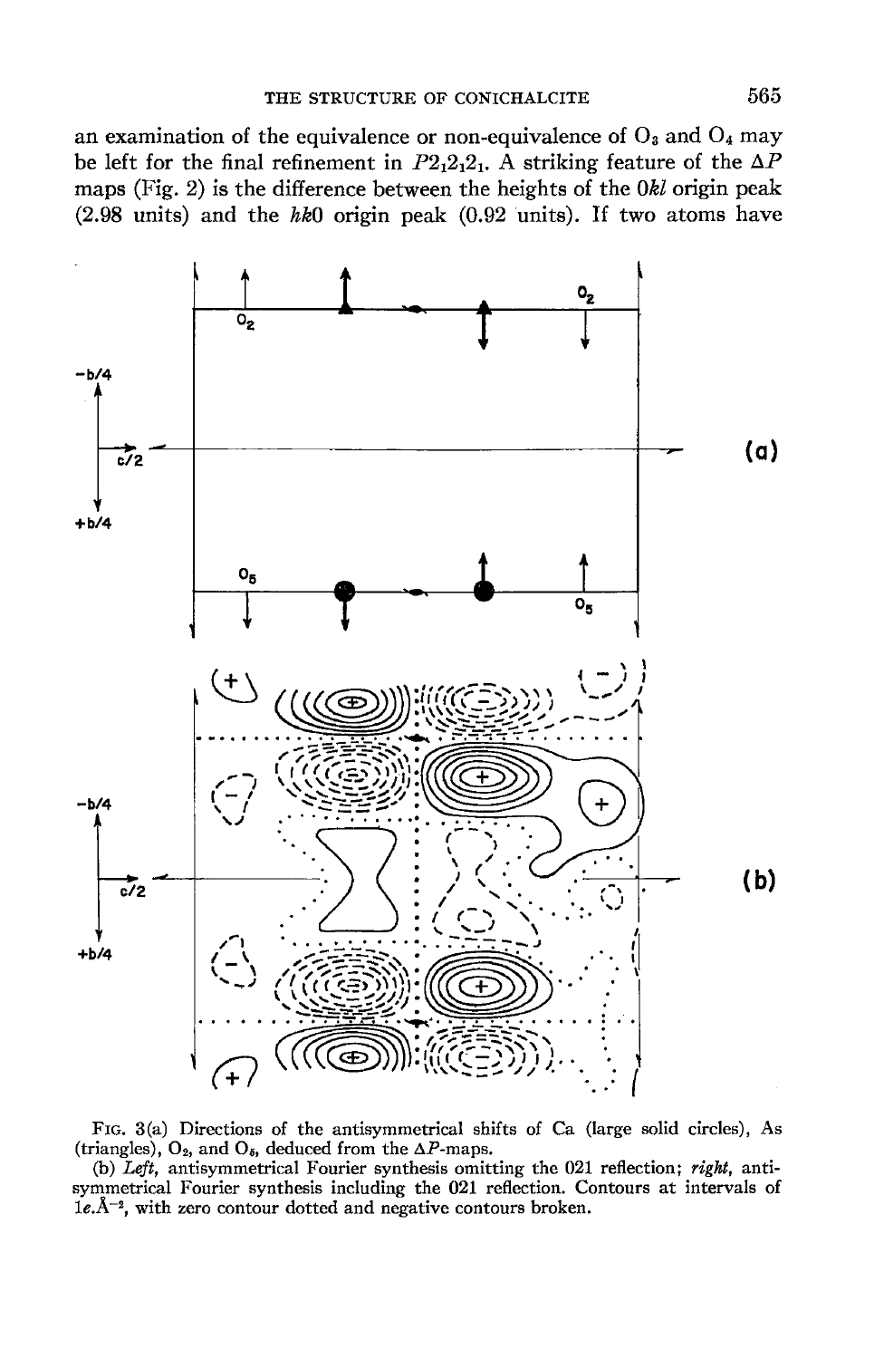an examination of the equivalence or non-equivalence of $O_3$ and $O_4$ may be left for the final refinement in $P2_12_12_1$. A striking feature of the $\Delta P$ maps (Fig. 2) is the difference between the heights of the $0kl$ origin peak (2.98 units) and the $hk0$ origin peak (0.92 units). If two atoms have

FIG. 3(a) Directions of the antisymmetrical shifts of Ca (large solid circles), As (triangles), $O_2$, and $O_5$, deduced from the $\Delta P$-maps.

(b) *Left*, antisymmetrical Fourier synthesis omitting the 021 reflection; *right*, antisymmetrical Fourier synthesis including the 021 reflection. Contours at intervals of $1e.\text{Å}^{-2}$, with zero contour dotted and negative contours broken.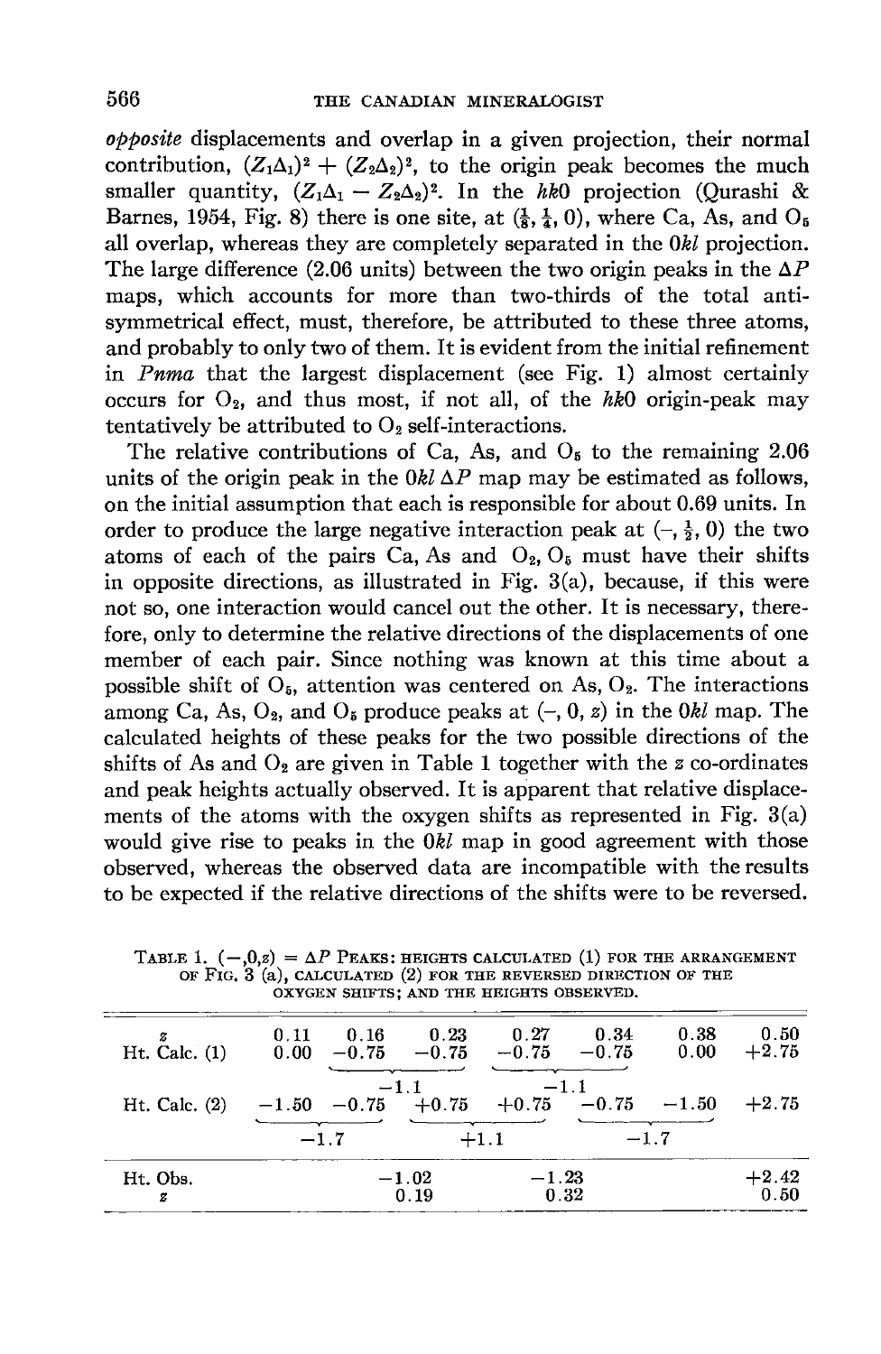*opposite* displacements and overlap in a given projection, their normal contribution, $(Z_1\Delta_1)^2 + (Z_2\Delta_2)^2$, to the origin peak becomes the much smaller quantity, $(Z_1\Delta_1 - Z_2\Delta_2)^2$. In the *hk*0 projection (Qurashi & Barnes, 1954, Fig. 8) there is one site, at $(\frac{1}{8}, \frac{1}{4}, 0)$, where Ca, As, and $O_5$ all overlap, whereas they are completely separated in the 0*kl* projection. The large difference (2.06 units) between the two origin peaks in the $\Delta P$ maps, which accounts for more than two-thirds of the total anti-symmetrical effect, must, therefore, be attributed to these three atoms, and probably to only two of them. It is evident from the initial refinement in *Pnma* that the largest displacement (see Fig. 1) almost certainly occurs for $O_2$, and thus most, if not all, of the *hk*0 origin-peak may tentatively be attributed to $O_2$ self-interactions.

The relative contributions of Ca, As, and $O_5$ to the remaining 2.06 units of the origin peak in the 0*kl* $\Delta P$ map may be estimated as follows, on the initial assumption that each is responsible for about 0.69 units. In order to produce the large negative interaction peak at $(-, \frac{1}{2}, 0)$ the two atoms of each of the pairs Ca, As and $O_2$, $O_5$ must have their shifts in opposite directions, as illustrated in Fig. 3(a), because, if this were not so, one interaction would cancel out the other. It is necessary, therefore, only to determine the relative directions of the displacements of one member of each pair. Since nothing was known at this time about a possible shift of $O_5$, attention was centered on As, $O_2$. The interactions among Ca, As, $O_2$, and $O_5$ produce peaks at $(-, 0, z)$ in the 0*kl* map. The calculated heights of these peaks for the two possible directions of the shifts of As and $O_2$ are given in Table 1 together with the $z$ co-ordinates and peak heights actually observed. It is apparent that relative displacements of the atoms with the oxygen shifts as represented in Fig. 3(a) would give rise to peaks in the 0*kl* map in good agreement with those observed, whereas the observed data are incompatible with the results to be expected if the relative directions of the shifts were to be reversed.

TABLE 1. $(-,0,z) = \Delta P$ PEAKS: HEIGHTS CALCULATED (1) FOR THE ARRANGEMENT OF FIG. 3 (a), CALCULATED (2) FOR THE REVERSED DIRECTION OF THE OXYGEN SHIFTS; AND THE HEIGHTS OBSERVED.

| $z$ | 0.11 | 0.16 | 0.23 | 0.27 | 0.34 | 0.38 | 0.50 |
|---|---|---|---|---|---|---|---|
| Ht. Calc. (1) | 0.00 | −0.75 | −0.75 | −0.75 | −0.75 | 0.00 | +2.75 |
| (combined) | | −1.1 (0.16 + 0.23) | | −1.1 (0.27 + 0.34) | | | |
| Ht. Calc. (2) | −1.50 | −0.75 | +0.75 | +0.75 | −0.75 | −1.50 | +2.75 |
| (combined) | −1.7 (0.11 + 0.16) | | +1.1 (0.23 + 0.27) | | −1.7 (0.34 + 0.38) | | |
| Ht. Obs. | | −1.02 | | −1.23 | | | +2.42 |
| $z$ | | 0.19 | | 0.32 | | | 0.50 |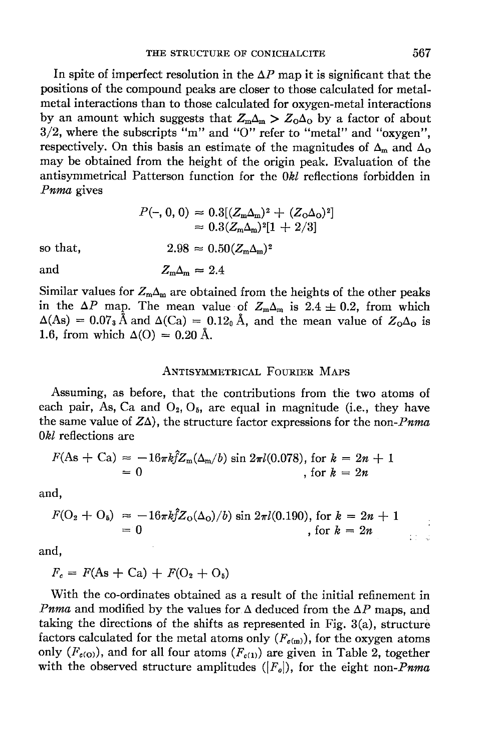In spite of imperfect resolution in the $\Delta P$ map it is significant that the positions of the compound peaks are closer to those calculated for metal-metal interactions than to those calculated for oxygen-metal interactions by an amount which suggests that $Z_m\Delta_m > Z_O\Delta_O$ by a factor of about 3/2, where the subscripts "m" and "O" refer to "metal" and "oxygen", respectively. On this basis an estimate of the magnitudes of $\Delta_m$ and $\Delta_O$ may be obtained from the height of the origin peak. Evaluation of the antisymmetrical Patterson function for the $0kl$ reflections forbidden in *Pnma* gives

$$P(-, 0, 0) \approx 0.3[(Z_m\Delta_m)^2 + (Z_O\Delta_O)^2]$$
$$\approx 0.3(Z_m\Delta_m)^2[1 + 2/3]$$

so that,

$$2.98 \approx 0.50(Z_m\Delta_m)^2$$

and

$$Z_m\Delta_m \approx 2.4$$

Similar values for $Z_m\Delta_m$ are obtained from the heights of the other peaks in the $\Delta P$ map. The mean value of $Z_m\Delta_m$ is $2.4 \pm 0.2$, from which $\Delta(\text{As}) = 0.07_3$ Å and $\Delta(\text{Ca}) = 0.12_0$ Å, and the mean value of $Z_O\Delta_O$ is 1.6, from which $\Delta(\text{O}) = 0.20$ Å.

## Antisymmetrical Fourier Maps

Assuming, as before, that the contributions from the two atoms of each pair, As, Ca and $O_2$, $O_5$, are equal in magnitude (i.e., they have the same value of $Z\Delta$), the structure factor expressions for the non-*Pnma* $0kl$ reflections are

$$F(\text{As} + \text{Ca}) \approx -16\pi k\hat{f}Z_m(\Delta_m/b) \sin 2\pi l(0.078), \text{ for } k = 2n + 1$$
$$= 0 \qquad , \text{ for } k = 2n$$

and,

$$F(O_2 + O_5) \approx -16\pi k\hat{f}Z_O(\Delta_O)/b) \sin 2\pi l(0.190), \text{ for } k = 2n + 1$$
$$= 0 \qquad , \text{ for } k = 2n$$

and,

$$F_c = F(\text{As} + \text{Ca}) + F(O_2 + O_5)$$

With the co-ordinates obtained as a result of the initial refinement in *Pnma* and modified by the values for $\Delta$ deduced from the $\Delta P$ maps, and taking the directions of the shifts as represented in Fig. 3(a), structure factors calculated for the metal atoms only ($F_{c(m)}$), for the oxygen atoms only ($F_{c(O)}$), and for all four atoms ($F_{c(1)}$) are given in Table 2, together with the observed structure amplitudes ($|F_o|$), for the eight non-*Pnma*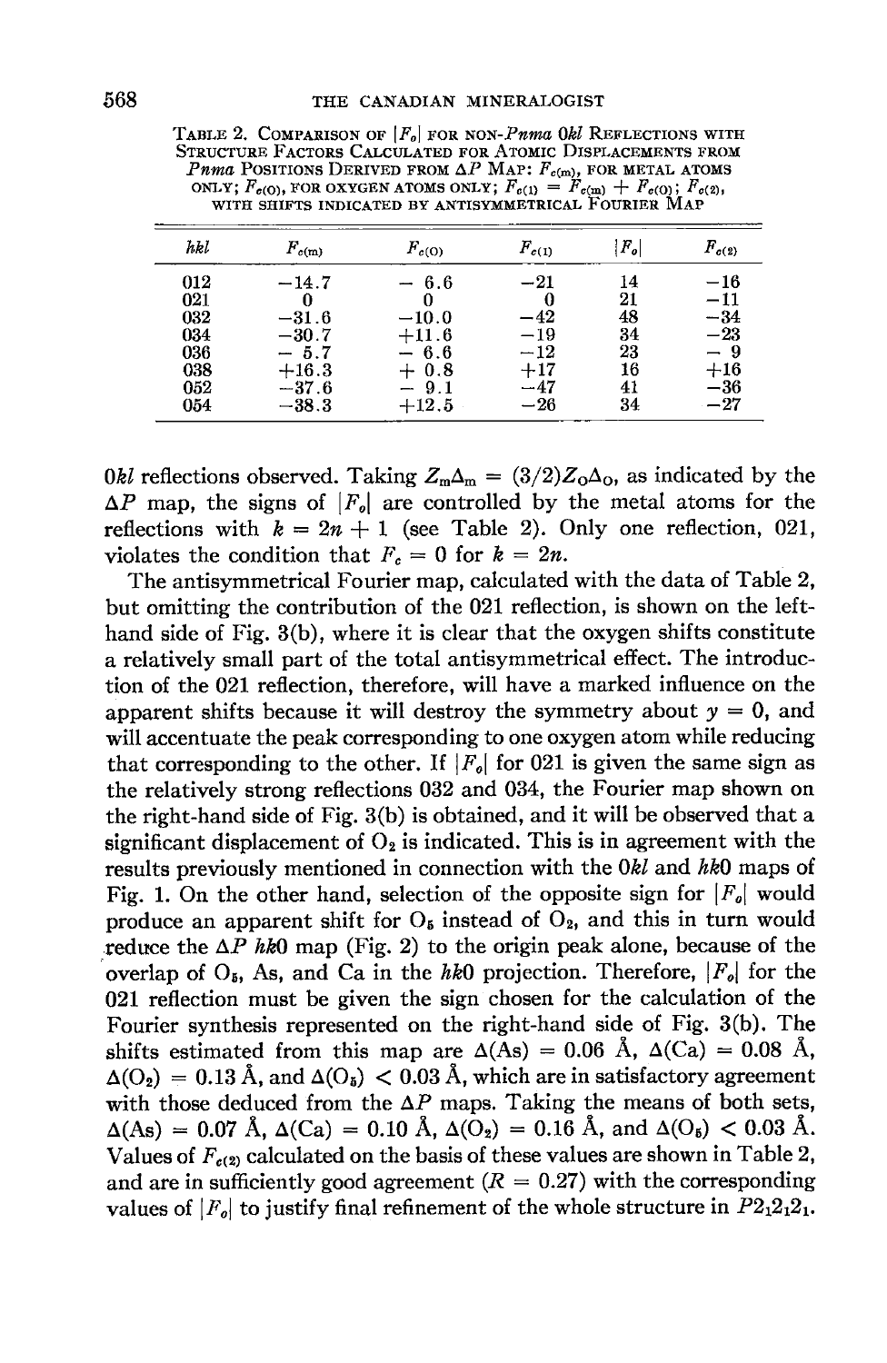TABLE 2. COMPARISON OF $|F_o|$ FOR NON-*Pnma* $0kl$ REFLECTIONS WITH STRUCTURE FACTORS CALCULATED FOR ATOMIC DISPLACEMENTS FROM *Pnma* POSITIONS DERIVED FROM $\Delta P$ MAP: $F_{c(m)}$, FOR METAL ATOMS ONLY; $F_{c(O)}$, FOR OXYGEN ATOMS ONLY; $F_{c(1)} = F_{c(m)} + F_{c(O)}$; $F_{c(2)}$, WITH SHIFTS INDICATED BY ANTISYMMETRICAL FOURIER MAP

| $hkl$ | $F_{c(m)}$ | $F_{c(O)}$ | $F_{c(1)}$ | $\|F_o\|$ | $F_{c(2)}$ |
|---|---|---|---|---|---|
| 012 | −14.7 | − 6.6 | −21 | 14 | −16 |
| 021 | 0 | 0 | 0 | 21 | −11 |
| 032 | −31.6 | −10.0 | −42 | 48 | −34 |
| 034 | −30.7 | +11.6 | −19 | 34 | −23 |
| 036 | − 5.7 | − 6.6 | −12 | 23 | − 9 |
| 038 | +16.3 | + 0.8 | +17 | 16 | +16 |
| 052 | −37.6 | − 9.1 | −47 | 41 | −36 |
| 054 | −38.3 | +12.5 | −26 | 34 | −27 |

$0kl$ reflections observed. Taking $Z_m\Delta_m = (3/2)Z_O\Delta_O$, as indicated by the $\Delta P$ map, the signs of $|F_o|$ are controlled by the metal atoms for the reflections with $k = 2n + 1$ (see Table 2). Only one reflection, 021, violates the condition that $F_c = 0$ for $k = 2n$.

The antisymmetrical Fourier map, calculated with the data of Table 2, but omitting the contribution of the 021 reflection, is shown on the left-hand side of Fig. 3(b), where it is clear that the oxygen shifts constitute a relatively small part of the total antisymmetrical effect. The introduction of the 021 reflection, therefore, will have a marked influence on the apparent shifts because it will destroy the symmetry about $y = 0$, and will accentuate the peak corresponding to one oxygen atom while reducing that corresponding to the other. If $|F_o|$ for 021 is given the same sign as the relatively strong reflections 032 and 034, the Fourier map shown on the right-hand side of Fig. 3(b) is obtained, and it will be observed that a significant displacement of $O_2$ is indicated. This is in agreement with the results previously mentioned in connection with the $0kl$ and $hk0$ maps of Fig. 1. On the other hand, selection of the opposite sign for $|F_o|$ would produce an apparent shift for $O_5$ instead of $O_2$, and this in turn would reduce the $\Delta P$ $hk0$ map (Fig. 2) to the origin peak alone, because of the overlap of $O_5$, As, and Ca in the $hk0$ projection. Therefore, $|F_o|$ for the 021 reflection must be given the sign chosen for the calculation of the Fourier synthesis represented on the right-hand side of Fig. 3(b). The shifts estimated from this map are $\Delta(\text{As}) = 0.06$ Å, $\Delta(\text{Ca}) = 0.08$ Å, $\Delta(O_2) = 0.13$ Å, and $\Delta(O_5) < 0.03$ Å, which are in satisfactory agreement with those deduced from the $\Delta P$ maps. Taking the means of both sets, $\Delta(\text{As}) = 0.07$ Å, $\Delta(\text{Ca}) = 0.10$ Å, $\Delta(O_2) = 0.16$ Å, and $\Delta(O_5) < 0.03$ Å. Values of $F_{c(2)}$ calculated on the basis of these values are shown in Table 2, and are in sufficiently good agreement ($R = 0.27$) with the corresponding values of $|F_o|$ to justify final refinement of the whole structure in $P2_12_12_1$.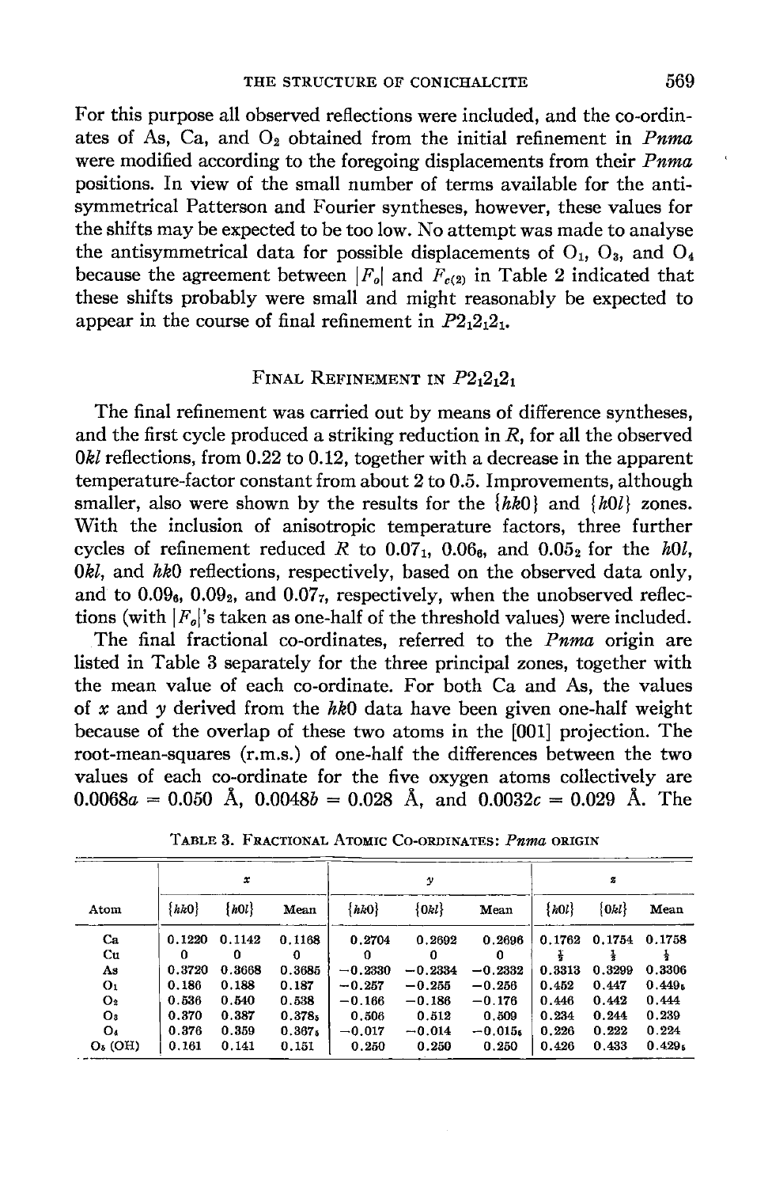For this purpose all observed reflections were included, and the co-ordinates of As, Ca, and $O_2$ obtained from the initial refinement in *Pnma* were modified according to the foregoing displacements from their *Pnma* positions. In view of the small number of terms available for the antisymmetrical Patterson and Fourier syntheses, however, these values for the shifts may be expected to be too low. No attempt was made to analyse the antisymmetrical data for possible displacements of $O_1$, $O_3$, and $O_4$ because the agreement between $|F_o|$ and $F_{c(2)}$ in Table 2 indicated that these shifts probably were small and might reasonably be expected to appear in the course of final refinement in $P2_12_12_1$.

## Final Refinement in $P2_12_12_1$

The final refinement was carried out by means of difference syntheses, and the first cycle produced a striking reduction in $R$, for all the observed $0kl$ reflections, from 0.22 to 0.12, together with a decrease in the apparent temperature-factor constant from about 2 to 0.5. Improvements, although smaller, also were shown by the results for the $\{hk0\}$ and $\{h0l\}$ zones. With the inclusion of anisotropic temperature factors, three further cycles of refinement reduced $R$ to $0.07_1$, $0.06_6$, and $0.05_2$ for the $h0l$, $0kl$, and $hk0$ reflections, respectively, based on the observed data only, and to $0.09_6$, $0.09_2$, and $0.07_7$, respectively, when the unobserved reflections (with $|F_o|$'s taken as one-half of the threshold values) were included.

The final fractional co-ordinates, referred to the *Pnma* origin are listed in Table 3 separately for the three principal zones, together with the mean value of each co-ordinate. For both Ca and As, the values of $x$ and $y$ derived from the $hk0$ data have been given one-half weight because of the overlap of these two atoms in the [001] projection. The root-mean-squares (r.m.s.) of one-half the differences between the two values of each co-ordinate for the five oxygen atoms collectively are $0.0068a = 0.050$ Å, $0.0048b = 0.028$ Å, and $0.0032c = 0.029$ Å. The

Table 3. Fractional Atomic Co-ordinates: *Pnma* origin

| | $x$ | | | $y$ | | | $z$ | | |
|---|---|---|---|---|---|---|---|---|---|
| Atom | $\{hk0\}$ | $\{h0l\}$ | Mean | $\{hk0\}$ | $\{0kl\}$ | Mean | $\{h0l\}$ | $\{0kl\}$ | Mean |
| Ca | 0.1220 | 0.1142 | 0.1168 | 0.2704 | 0.2692 | 0.2696 | 0.1762 | 0.1754 | 0.1758 |
| Cu | 0 | 0 | 0 | 0 | 0 | 0 | $\frac{1}{2}$ | $\frac{1}{2}$ | $\frac{1}{2}$ |
| As | 0.3720 | 0.3668 | 0.3685 | −0.2330 | −0.2334 | −0.2332 | 0.3313 | 0.3299 | 0.3306 |
| $O_1$ | 0.186 | 0.188 | 0.187 | −0.257 | −0.255 | −0.256 | 0.452 | 0.447 | $0.449_5$ |
| $O_2$ | 0.536 | 0.540 | 0.538 | −0.166 | −0.186 | −0.176 | 0.446 | 0.442 | 0.444 |
| $O_3$ | 0.370 | 0.387 | $0.378_5$ | 0.506 | 0.512 | 0.509 | 0.234 | 0.244 | 0.239 |
| $O_4$ | 0.376 | 0.359 | $0.367_5$ | −0.017 | −0.014 | $-0.015_5$ | 0.226 | 0.222 | 0.224 |
| $O_5$ (OH) | 0.161 | 0.141 | 0.151 | 0.250 | 0.250 | 0.250 | 0.426 | 0.433 | $0.429_5$ |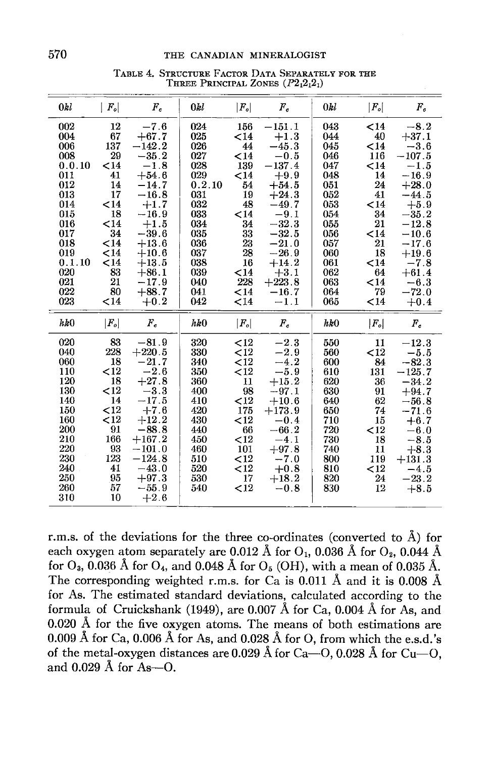TABLE 4. STRUCTURE FACTOR DATA SEPARATELY FOR THE THREE PRINCIPAL ZONES ($P2_12_12_1$)

| $0kl$ | $\|F_o\|$ | $F_c$ | $0kl$ | $\|F_o\|$ | $F_c$ | $0kl$ | $\|F_o\|$ | $F_c$ |
|---|---|---|---|---|---|---|---|---|
| 002 | 12 | −7.6 | 024 | 156 | −151.1 | 043 | <14 | −8.2 |
| 004 | 67 | +67.7 | 025 | <14 | +1.3 | 044 | 40 | +37.1 |
| 006 | 137 | −142.2 | 026 | 44 | −45.3 | 045 | <14 | −3.6 |
| 008 | 29 | −35.2 | 027 | <14 | −0.5 | 046 | 116 | −107.5 |
| 0.0.10 | <14 | −1.8 | 028 | 139 | −137.4 | 047 | <14 | −1.5 |
| 011 | 41 | +54.6 | 029 | <14 | +9.9 | 048 | 14 | −16.9 |
| 012 | 14 | −14.7 | 0.2.10 | 54 | +54.5 | 051 | 24 | +28.0 |
| 013 | 17 | −16.8 | 031 | 19 | +24.3 | 052 | 41 | −44.5 |
| 014 | <14 | +1.7 | 032 | 48 | −49.7 | 053 | <14 | +5.9 |
| 015 | 18 | −16.9 | 033 | <14 | −9.1 | 054 | 34 | −35.2 |
| 016 | <14 | +1.5 | 034 | 34 | −32.3 | 055 | 21 | −12.8 |
| 017 | 34 | −39.6 | 035 | 33 | −32.5 | 056 | <14 | −10.6 |
| 018 | <14 | +13.6 | 036 | 23 | −21.0 | 057 | 21 | −17.6 |
| 019 | <14 | +10.6 | 037 | 28 | −26.9 | 060 | 18 | +19.6 |
| 0.1.10 | <14 | +13.5 | 038 | 16 | +14.2 | 061 | <14 | −7.8 |
| 020 | 83 | +86.1 | 039 | <14 | +3.1 | 062 | 64 | +61.4 |
| 021 | 21 | −17.9 | 040 | 228 | +223.8 | 063 | <14 | −6.3 |
| 022 | 80 | +88.7 | 041 | <14 | −16.7 | 064 | 79 | −72.0 |
| 023 | <14 | +0.2 | 042 | <14 | −1.1 | 065 | <14 | +0.4 |

| $hk0$ | $\|F_o\|$ | $F_c$ | $hk0$ | $\|F_o\|$ | $F_c$ | $hk0$ | $\|F_o\|$ | $F_c$ |
|---|---|---|---|---|---|---|---|---|
| 020 | 83 | −81.9 | 320 | <12 | −2.3 | 550 | 11 | −12.3 |
| 040 | 228 | +220.5 | 330 | <12 | −2.9 | 560 | <12 | −5.5 |
| 060 | 18 | −21.7 | 340 | <12 | −4.2 | 600 | 84 | −82.3 |
| 110 | <12 | −2.6 | 350 | <12 | −5.9 | 610 | 131 | −125.7 |
| 120 | 18 | +27.8 | 360 | 11 | +15.2 | 620 | 36 | −34.2 |
| 130 | <12 | −3.3 | 400 | 98 | −97.1 | 630 | 91 | +94.7 |
| 140 | 14 | −17.5 | 410 | <12 | +10.6 | 640 | 62 | −56.8 |
| 150 | <12 | +7.6 | 420 | 175 | +173.9 | 650 | 74 | −71.6 |
| 160 | <12 | +12.2 | 430 | <12 | −0.4 | 710 | 15 | +6.7 |
| 200 | 91 | −88.8 | 440 | 66 | −66.2 | 720 | <12 | −6.0 |
| 210 | 166 | +167.2 | 450 | <12 | −4.1 | 730 | 18 | −8.5 |
| 220 | 93 | −101.0 | 460 | 101 | +97.8 | 740 | 11 | +8.3 |
| 230 | 123 | −124.8 | 510 | <12 | −7.0 | 800 | 119 | +131.3 |
| 240 | 41 | −43.0 | 520 | <12 | +0.8 | 810 | <12 | −4.5 |
| 250 | 95 | +97.3 | 530 | 17 | +18.2 | 820 | 24 | −23.2 |
| 260 | 57 | −55.9 | 540 | <12 | −0.8 | 830 | 12 | +8.5 |
| 310 | 10 | +2.6 | | | | | | |

r.m.s. of the deviations for the three co-ordinates (converted to Å) for each oxygen atom separately are 0.012 Å for $O_1$, 0.036 Å for $O_2$, 0.044 Å for $O_3$, 0.036 Å for $O_4$, and 0.048 Å for $O_5$ (OH), with a mean of 0.035 Å. The corresponding weighted r.m.s. for Ca is 0.011 Å and it is 0.008 Å for As. The estimated standard deviations, calculated according to the formula of Cruickshank (1949), are 0.007 Å for Ca, 0.004 Å for As, and 0.020 Å for the five oxygen atoms. The means of both estimations are 0.009 Å for Ca, 0.006 Å for As, and 0.028 Å for O, from which the e.s.d.'s of the metal-oxygen distances are 0.029 Å for Ca—O, 0.028 Å for Cu—O, and 0.029 Å for As—O.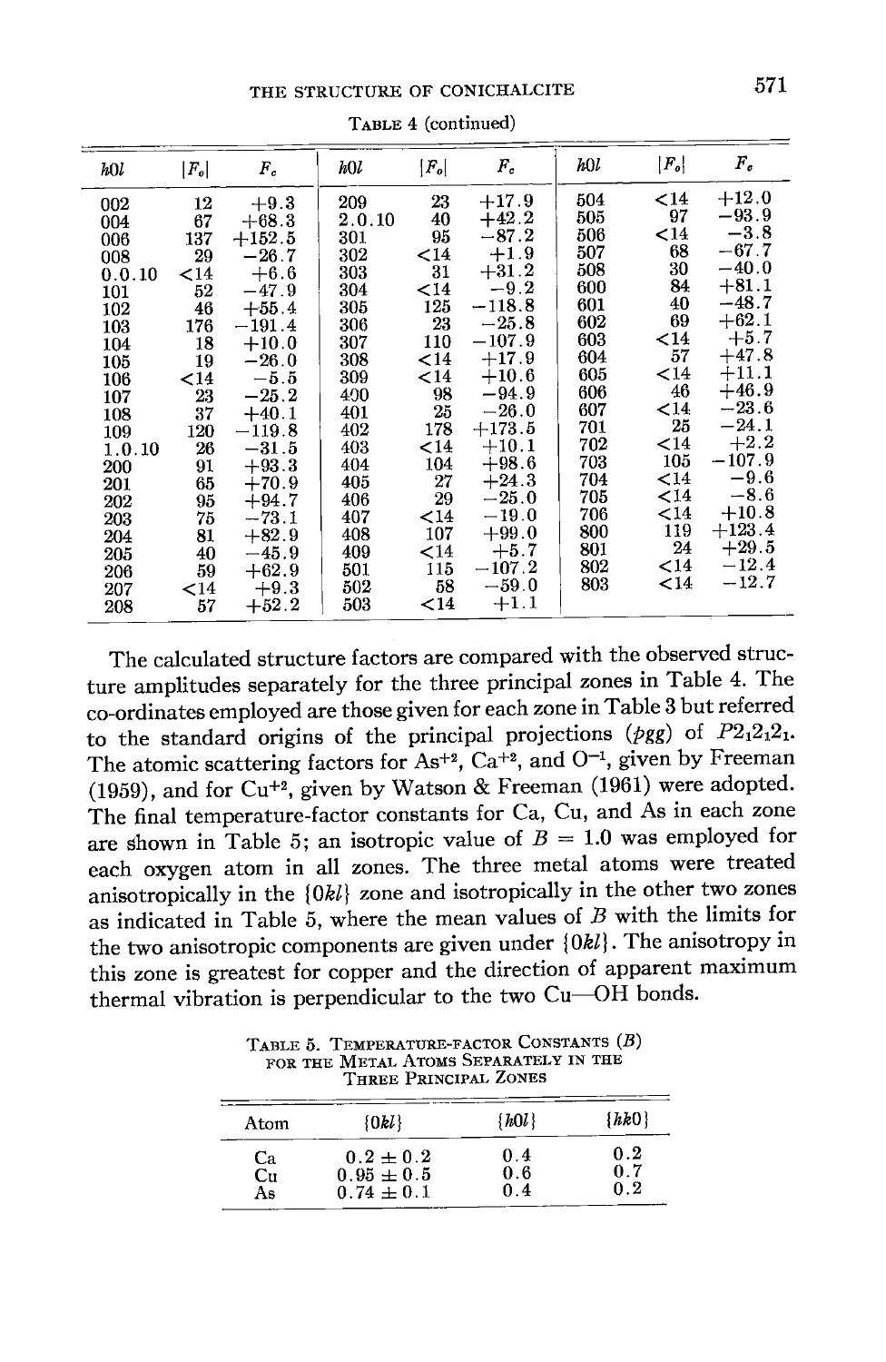TABLE 4 (continued)

| $h0l$ | $\|F_o\|$ | $F_c$ | $h0l$ | $\|F_o\|$ | $F_c$ | $h0l$ | $\|F_o\|$ | $F_c$ |
|---|---|---|---|---|---|---|---|---|
| 002 | 12 | +9.3 | 209 | 23 | +17.9 | 504 | <14 | +12.0 |
| 004 | 67 | +68.3 | 2.0.10 | 40 | +42.2 | 505 | 97 | −93.9 |
| 006 | 137 | +152.5 | 301 | 95 | −87.2 | 506 | <14 | −3.8 |
| 008 | 29 | −26.7 | 302 | <14 | +1.9 | 507 | 68 | −67.7 |
| 0.0.10 | <14 | +6.6 | 303 | 31 | +31.2 | 508 | 30 | −40.0 |
| 101 | 52 | −47.9 | 304 | <14 | −9.2 | 600 | 84 | +81.1 |
| 102 | 46 | +55.4 | 305 | 125 | −118.8 | 601 | 40 | −48.7 |
| 103 | 176 | −191.4 | 306 | 23 | −25.8 | 602 | 69 | +62.1 |
| 104 | 18 | +10.0 | 307 | 110 | −107.9 | 603 | <14 | +5.7 |
| 105 | 19 | −26.0 | 308 | <14 | +17.9 | 604 | 57 | +47.8 |
| 106 | <14 | −5.5 | 309 | <14 | +10.6 | 605 | <14 | +11.1 |
| 107 | 23 | −25.2 | 400 | 98 | −94.9 | 606 | 46 | +46.9 |
| 108 | 37 | +40.1 | 401 | 25 | −26.0 | 607 | <14 | −23.6 |
| 109 | 120 | −119.8 | 402 | 178 | +173.5 | 701 | 25 | −24.1 |
| 1.0.10 | 26 | −31.5 | 403 | <14 | +10.1 | 702 | <14 | +2.2 |
| 200 | 91 | +93.3 | 404 | 104 | +98.6 | 703 | 105 | −107.9 |
| 201 | 65 | +70.9 | 405 | 27 | +24.3 | 704 | <14 | −9.6 |
| 202 | 95 | +94.7 | 406 | 29 | −25.0 | 705 | <14 | −8.6 |
| 203 | 75 | −73.1 | 407 | <14 | −19.0 | 706 | <14 | +10.8 |
| 204 | 81 | +82.9 | 408 | 107 | +99.0 | 800 | 119 | +123.4 |
| 205 | 40 | −45.9 | 409 | <14 | +5.7 | 801 | 24 | +29.5 |
| 206 | 59 | +62.9 | 501 | 115 | −107.2 | 802 | <14 | −12.4 |
| 207 | <14 | +9.3 | 502 | 58 | −59.0 | 803 | <14 | −12.7 |
| 208 | 57 | +52.2 | 503 | <14 | +1.1 | | | |

The calculated structure factors are compared with the observed structure amplitudes separately for the three principal zones in Table 4. The co-ordinates employed are those given for each zone in Table 3 but referred to the standard origins of the principal projections ($pgg$) of $P2_12_12_1$. The atomic scattering factors for $As^{+2}$, $Ca^{+2}$, and $O^{-1}$, given by Freeman (1959), and for $Cu^{+2}$, given by Watson & Freeman (1961) were adopted. The final temperature-factor constants for Ca, Cu, and As in each zone are shown in Table 5; an isotropic value of $B = 1.0$ was employed for each oxygen atom in all zones. The three metal atoms were treated anisotropically in the $\{0kl\}$ zone and isotropically in the other two zones as indicated in Table 5, where the mean values of $B$ with the limits for the two anisotropic components are given under $\{0kl\}$. The anisotropy in this zone is greatest for copper and the direction of apparent maximum thermal vibration is perpendicular to the two Cu—OH bonds.

TABLE 5. TEMPERATURE-FACTOR CONSTANTS ($B$) FOR THE METAL ATOMS SEPARATELY IN THE THREE PRINCIPAL ZONES

| Atom | $\{0kl\}$ | $\{h0l\}$ | $\{hk0\}$ |
|---|---|---|---|
| Ca | $0.2 \pm 0.2$ | 0.4 | 0.2 |
| Cu | $0.95 \pm 0.5$ | 0.6 | 0.7 |
| As | $0.74 \pm 0.1$ | 0.4 | 0.2 |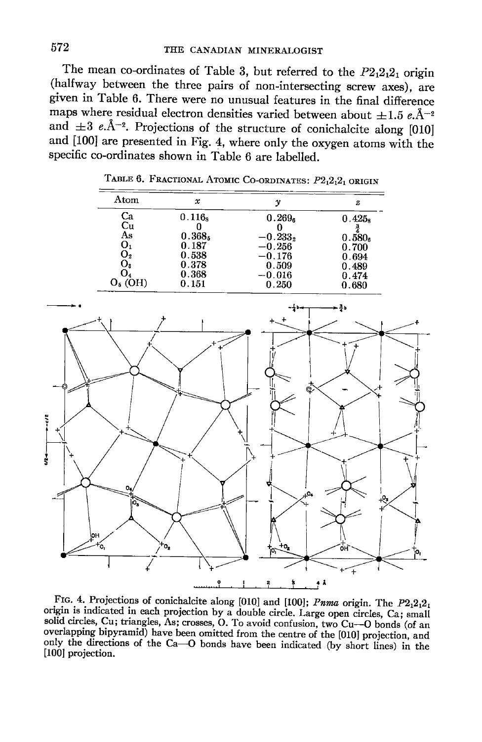The mean co-ordinates of Table 3, but referred to the $P2_12_12_1$ origin (halfway between the three pairs of non-intersecting screw axes), are given in Table 6. There were no unusual features in the final difference maps where residual electron densities varied between about $\pm 1.5$ e.Å$^{-2}$ and $\pm 3$ e.Å$^{-2}$. Projections of the structure of conichalcite along [010] and [100] are presented in Fig. 4, where only the oxygen atoms with the specific co-ordinates shown in Table 6 are labelled.

TABLE 6. FRACTIONAL ATOMIC CO-ORDINATES: $P2_12_12_1$ ORIGIN

| Atom | $x$ | $y$ | $z$ |
|---|---|---|---|
| Ca | $0.116_8$ | $0.269_6$ | $0.425_8$ |
| Cu | 0 | 0 | $\frac{3}{4}$ |
| As | $0.368_5$ | $-0.233_2$ | $0.580_6$ |
| $O_1$ | 0.187 | $-0.256$ | 0.700 |
| $O_2$ | 0.538 | $-0.176$ | 0.694 |
| $O_3$ | 0.378 | 0.509 | 0.489 |
| $O_4$ | 0.368 | $-0.016$ | 0.474 |
| $O_5$ (OH) | 0.151 | 0.250 | 0.680 |

FIG. 4. Projections of conichalcite along [010] and [100]; *Pnma* origin. The $P2_12_12_1$ origin is indicated in each projection by a double circle. Large open circles, Ca; small solid circles, Cu; triangles, As; crosses, O. To avoid confusion, two Cu—O bonds (of an overlapping bipyramid) have been omitted from the centre of the [010] projection, and only the directions of the Ca—O bonds have been indicated (by short lines) in the [100] projection.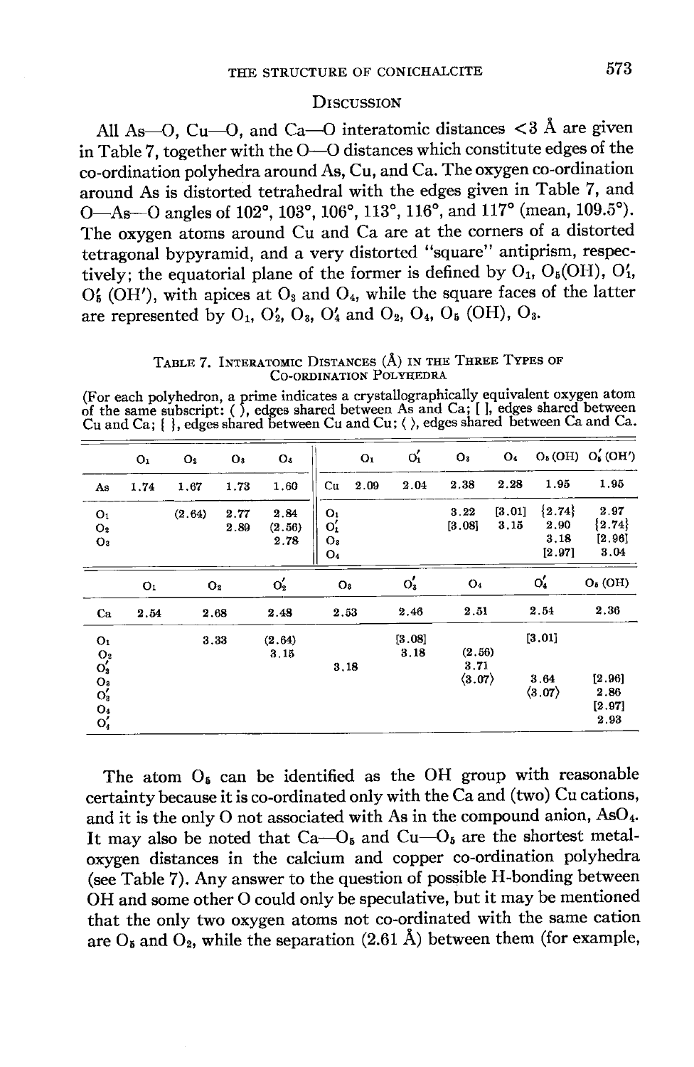## Discussion

All As—O, Cu—O, and Ca—O interatomic distances <3 Å are given in Table 7, together with the O—O distances which constitute edges of the co-ordination polyhedra around As, Cu, and Ca. The oxygen co-ordination around As is distorted tetrahedral with the edges given in Table 7, and O—As—O angles of 102°, 103°, 106°, 113°, 116°, and 117° (mean, 109.5°). The oxygen atoms around Cu and Ca are at the corners of a distorted tetragonal bypyramid, and a very distorted "square" antiprism, respectively; the equatorial plane of the former is defined by $O_1$, $O_5$(OH), $O_1'$, $O_5'$ (OH'), with apices at $O_3$ and $O_4$, while the square faces of the latter are represented by $O_1$, $O_2'$, $O_3$, $O_4'$ and $O_2$, $O_4$, $O_5$ (OH), $O_3$.

Table 7. Interatomic Distances (Å) in the Three Types of Co-ordination Polyhedra

(For each polyhedron, a prime indicates a crystallographically equivalent oxygen atom of the same subscript: ( ), edges shared between As and Ca; [ ], edges shared between Cu and Ca; { }, edges shared between Cu and Cu; ⟨ ⟩, edges shared between Ca and Ca.

| | $O_1$ | $O_2$ | $O_3$ | $O_4$ |
|---|---|---|---|---|
| As | 1.74 | 1.67 | 1.73 | 1.60 |
| $O_1$ | | (2.64) | 2.77 | 2.84 |
| $O_2$ | | | 2.89 | (2.56) |
| $O_3$ | | | | 2.78 |

| | $O_1$ | $O_1'$ | $O_3$ | $O_4$ | $O_5$ (OH) | $O_5'$ (OH') |
|---|---|---|---|---|---|---|
| Cu | 2.09 | 2.04 | 2.38 | 2.28 | 1.95 | 1.95 |
| $O_1$ | | | 3.22 | [3.01] | {2.74} | 2.97 |
| $O_1'$ | | | [3.08] | 3.15 | 2.90 | {2.74} |
| $O_3$ | | | | | 3.18 | [2.96] |
| $O_4$ | | | | | [2.97] | 3.04 |

| | $O_1$ | $O_2$ | $O_2'$ | $O_3$ | $O_3'$ | $O_4$ | $O_4'$ | $O_5$ (OH) |
|---|---|---|---|---|---|---|---|---|
| Ca | 2.54 | 2.68 | 2.48 | 2.53 | 2.46 | 2.51 | 2.54 | 2.36 |
| $O_1$ | | 3.33 | (2.64) | | [3.08] | | [3.01] | |
| $O_2$ | | | 3.15 | | 3.18 | (2.56) | | |
| $O_2'$ | | | | 3.18 | | 3.71 | | |
| $O_3$ | | | | | | ⟨3.07⟩ | 3.64 | [2.96] |
| $O_3'$ | | | | | | | ⟨3.07⟩ | 2.86 |
| $O_4$ | | | | | | | | [2.97] |
| $O_4'$ | | | | | | | | 2.93 |

The atom $O_5$ can be identified as the OH group with reasonable certainty because it is co-ordinated only with the Ca and (two) Cu cations, and it is the only O not associated with As in the compound anion, $AsO_4$. It may also be noted that Ca—$O_5$ and Cu—$O_5$ are the shortest metal-oxygen distances in the calcium and copper co-ordination polyhedra (see Table 7). Any answer to the question of possible H-bonding between OH and some other O could only be speculative, but it may be mentioned that the only two oxygen atoms not co-ordinated with the same cation are $O_5$ and $O_2$, while the separation (2.61 Å) between them (for example,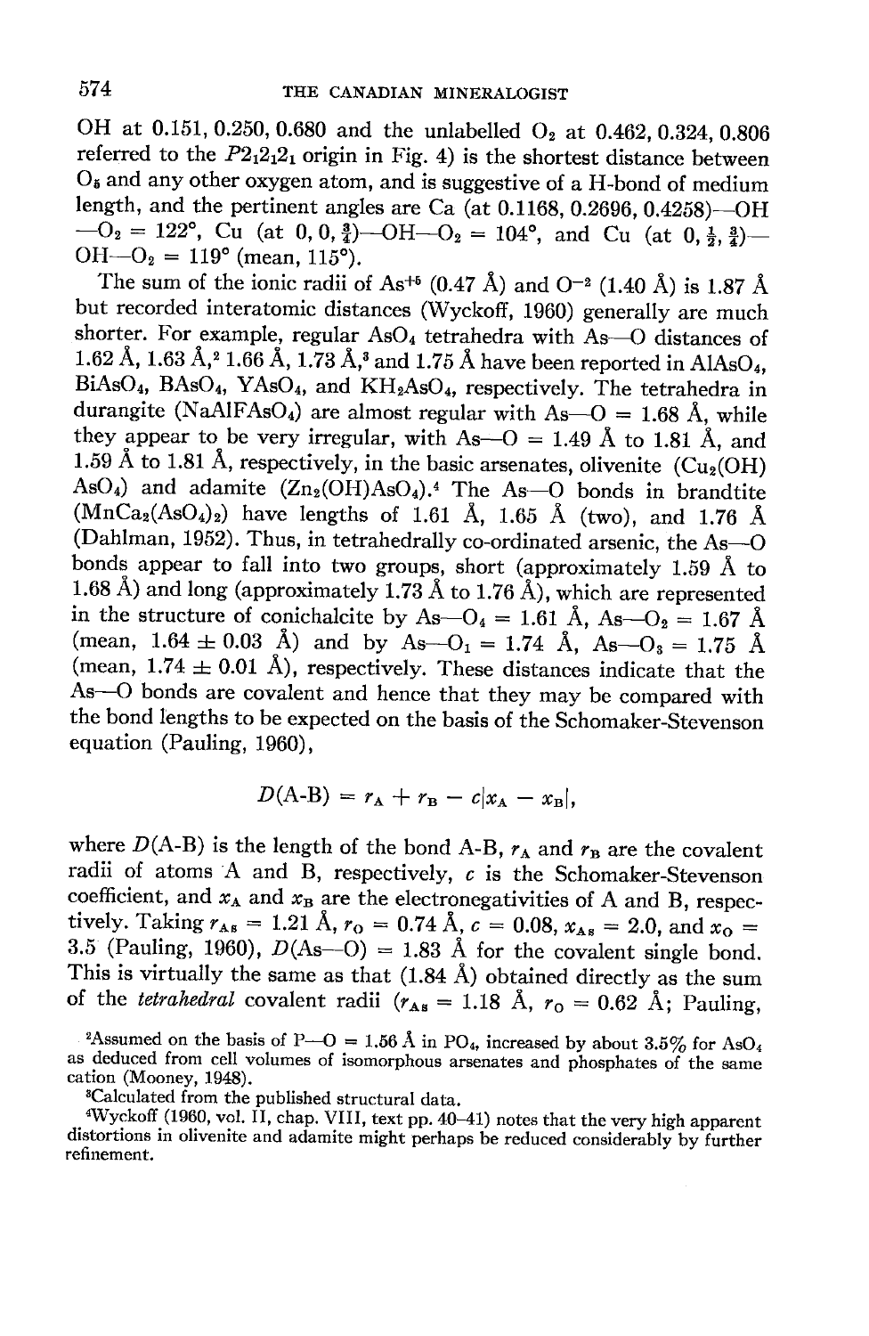OH at 0.151, 0.250, 0.680 and the unlabelled $O_2$ at 0.462, 0.324, 0.806 referred to the $P2_12_12_1$ origin in Fig. 4) is the shortest distance between $O_5$ and any other oxygen atom, and is suggestive of a H-bond of medium length, and the pertinent angles are Ca (at 0.1168, 0.2696, 0.4258)—OH—$O_2$ = 122°, Cu (at 0, 0, $\frac{3}{4}$)—OH—$O_2$ = 104°, and Cu (at 0, $\frac{1}{2}$, $\frac{3}{4}$)—OH—$O_2$ = 119° (mean, 115°).

The sum of the ionic radii of $As^{+5}$ (0.47 Å) and $O^{-2}$ (1.40 Å) is 1.87 Å but recorded interatomic distances (Wyckoff, 1960) generally are much shorter. For example, regular $AsO_4$ tetrahedra with As—O distances of 1.62 Å, 1.63 Å,[2] 1.66 Å, 1.73 Å,[3] and 1.75 Å have been reported in $AlAsO_4$, $BiAsO_4$, $BAsO_4$, $YAsO_4$, and $KH_2AsO_4$, respectively. The tetrahedra in durangite ($NaAlFAsO_4$) are almost regular with As—O = 1.68 Å, while they appear to be very irregular, with As—O = 1.49 Å to 1.81 Å, and 1.59 Å to 1.81 Å, respectively, in the basic arsenates, olivenite ($Cu_2(OH)AsO_4$) and adamite ($Zn_2(OH)AsO_4$).[4] The As—O bonds in brandtite ($MnCa_2(AsO_4)_2$) have lengths of 1.61 Å, 1.65 Å (two), and 1.76 Å (Dahlman, 1952). Thus, in tetrahedrally co-ordinated arsenic, the As—O bonds appear to fall into two groups, short (approximately 1.59 Å to 1.68 Å) and long (approximately 1.73 Å to 1.76 Å), which are represented in the structure of conichalcite by As—$O_4$ = 1.61 Å, As—$O_2$ = 1.67 Å (mean, 1.64 ± 0.03 Å) and by As—$O_1$ = 1.74 Å, As—$O_3$ = 1.75 Å (mean, 1.74 ± 0.01 Å), respectively. These distances indicate that the As—O bonds are covalent and hence that they may be compared with the bond lengths to be expected on the basis of the Schomaker-Stevenson equation (Pauling, 1960),

$$D(\text{A-B}) = r_A + r_B - c|x_A - x_B|,$$

where $D$(A-B) is the length of the bond A-B, $r_A$ and $r_B$ are the covalent radii of atoms A and B, respectively, $c$ is the Schomaker-Stevenson coefficient, and $x_A$ and $x_B$ are the electronegativities of A and B, respectively. Taking $r_{As} = 1.21$ Å, $r_O = 0.74$ Å, $c = 0.08$, $x_{As} = 2.0$, and $x_O = 3.5$ (Pauling, 1960), $D$(As—O) = 1.83 Å for the covalent single bond. This is virtually the same as that (1.84 Å) obtained directly as the sum of the *tetrahedral* covalent radii ($r_{As} = 1.18$ Å, $r_O = 0.62$ Å; Pauling,

[2]Assumed on the basis of P—O = 1.56 Å in $PO_4$, increased by about 3.5% for $AsO_4$ as deduced from cell volumes of isomorphous arsenates and phosphates of the same cation (Mooney, 1948).

[3]Calculated from the published structural data.

[4]Wyckoff (1960, vol. II, chap. VIII, text pp. 40–41) notes that the very high apparent distortions in olivenite and adamite might perhaps be reduced considerably by further refinement.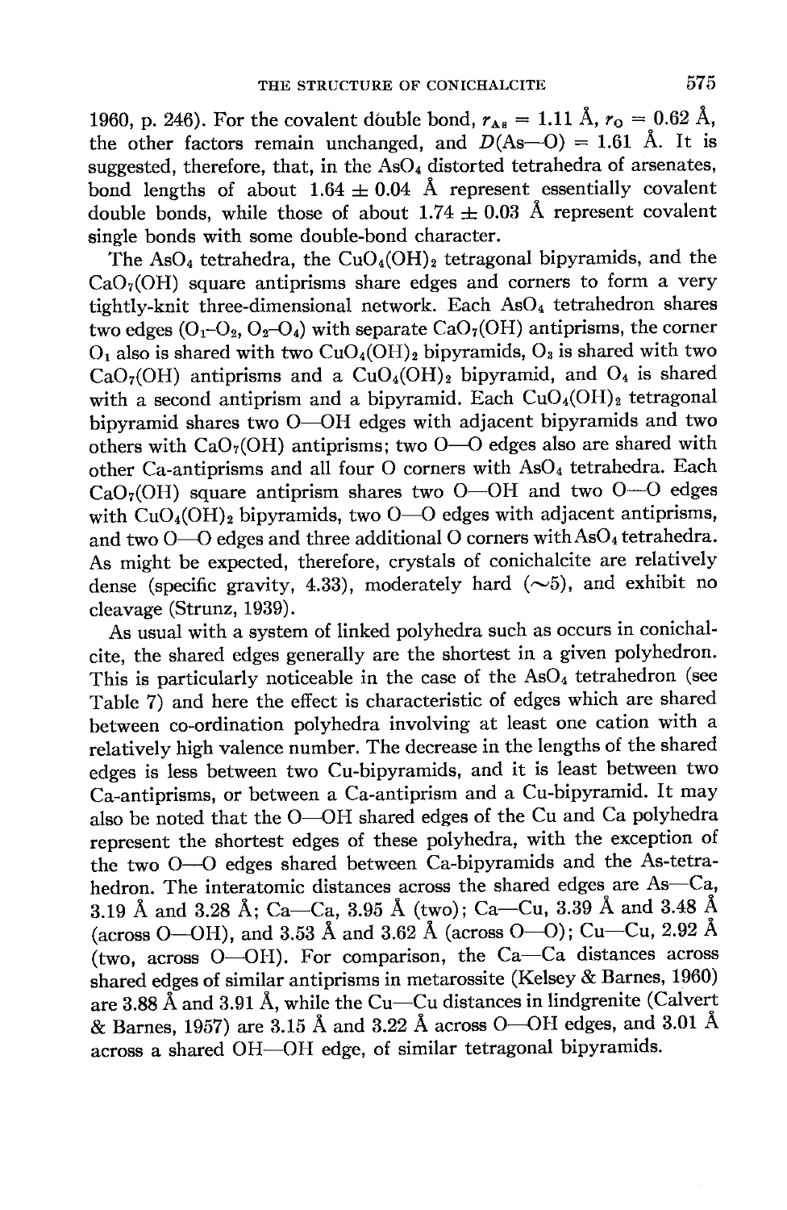1960, p. 246). For the covalent double bond, $r_{As} = 1.11$ Å, $r_O = 0.62$ Å, the other factors remain unchanged, and $D(As—O) = 1.61$ Å. It is suggested, therefore, that, in the $AsO_4$ distorted tetrahedra of arsenates, bond lengths of about $1.64 \pm 0.04$ Å represent essentially covalent double bonds, while those of about $1.74 \pm 0.03$ Å represent covalent single bonds with some double-bond character.

The $AsO_4$ tetrahedra, the $CuO_4(OH)_2$ tetragonal bipyramids, and the $CaO_7(OH)$ square antiprisms share edges and corners to form a very tightly-knit three-dimensional network. Each $AsO_4$ tetrahedron shares two edges ($O_1$–$O_2$, $O_2$–$O_4$) with separate $CaO_7(OH)$ antiprisms, the corner $O_1$ also is shared with two $CuO_4(OH)_2$ bipyramids, $O_3$ is shared with two $CaO_7(OH)$ antiprisms and a $CuO_4(OH)_2$ bipyramid, and $O_4$ is shared with a second antiprism and a bipyramid. Each $CuO_4(OH)_2$ tetragonal bipyramid shares two O—OH edges with adjacent bipyramids and two others with $CaO_7(OH)$ antiprisms; two O—O edges also are shared with other Ca-antiprisms and all four O corners with $AsO_4$ tetrahedra. Each $CaO_7(OH)$ square antiprism shares two O—OH and two O—O edges with $CuO_4(OH)_2$ bipyramids, two O—O edges with adjacent antiprisms, and two O—O edges and three additional O corners with $AsO_4$ tetrahedra. As might be expected, therefore, crystals of conichalcite are relatively dense (specific gravity, 4.33), moderately hard (~5), and exhibit no cleavage (Strunz, 1939).

As usual with a system of linked polyhedra such as occurs in conichalcite, the shared edges generally are the shortest in a given polyhedron. This is particularly noticeable in the case of the $AsO_4$ tetrahedron (see Table 7) and here the effect is characteristic of edges which are shared between co-ordination polyhedra involving at least one cation with a relatively high valence number. The decrease in the lengths of the shared edges is less between two Cu-bipyramids, and it is least between two Ca-antiprisms, or between a Ca-antiprism and a Cu-bipyramid. It may also be noted that the O—OH shared edges of the Cu and Ca polyhedra represent the shortest edges of these polyhedra, with the exception of the two O—O edges shared between Ca-bipyramids and the As-tetrahedron. The interatomic distances across the shared edges are As—Ca, 3.19 Å and 3.28 Å; Ca—Ca, 3.95 Å (two); Ca—Cu, 3.39 Å and 3.48 Å (across O—OH), and 3.53 Å and 3.62 Å (across O—O); Cu—Cu, 2.92 Å (two, across O—OH). For comparison, the Ca—Ca distances across shared edges of similar antiprisms in metarossite (Kelsey & Barnes, 1960) are 3.88 Å and 3.91 Å, while the Cu—Cu distances in lindgrenite (Calvert & Barnes, 1957) are 3.15 Å and 3.22 Å across O—OH edges, and 3.01 Å across a shared OH—OH edge, of similar tetragonal bipyramids.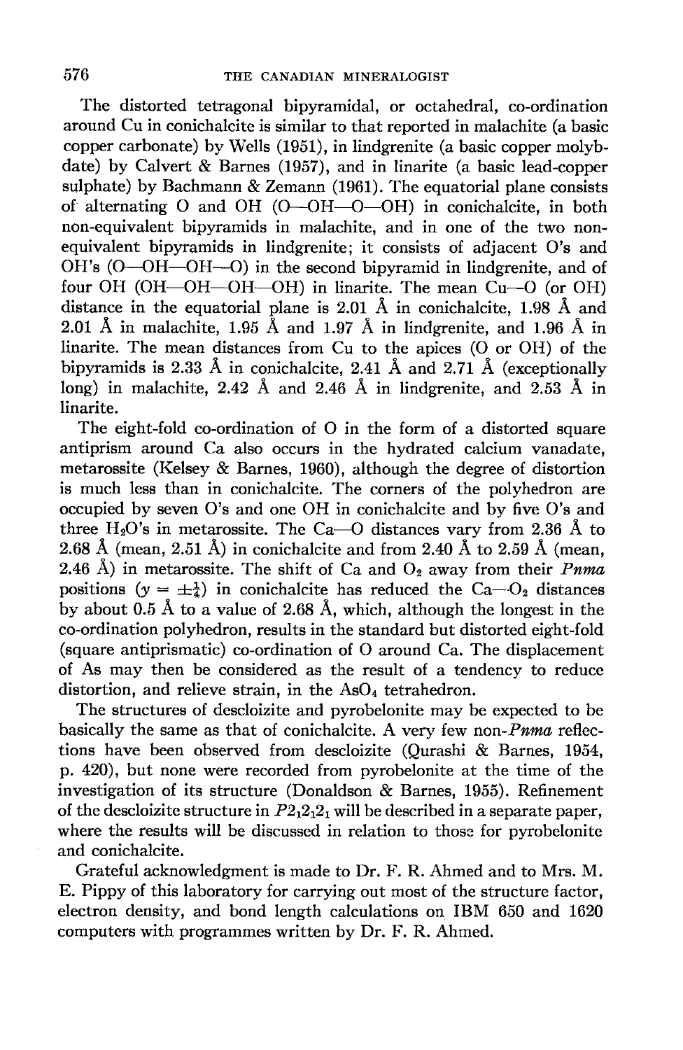The distorted tetragonal bipyramidal, or octahedral, co-ordination around Cu in conichalcite is similar to that reported in malachite (a basic copper carbonate) by Wells (1951), in lindgrenite (a basic copper molybdate) by Calvert & Barnes (1957), and in linarite (a basic lead-copper sulphate) by Bachmann & Zemann (1961). The equatorial plane consists of alternating O and OH (O—OH—O—OH) in conichalcite, in both non-equivalent bipyramids in malachite, and in one of the two non-equivalent bipyramids in lindgrenite; it consists of adjacent O's and OH's (O—OH—OH—O) in the second bipyramid in lindgrenite, and of four OH (OH—OH—OH—OH) in linarite. The mean Cu—O (or OH) distance in the equatorial plane is 2.01 Å in conichalcite, 1.98 Å and 2.01 Å in malachite, 1.95 Å and 1.97 Å in lindgrenite, and 1.96 Å in linarite. The mean distances from Cu to the apices (O or OH) of the bipyramids is 2.33 Å in conichalcite, 2.41 Å and 2.71 Å (exceptionally long) in malachite, 2.42 Å and 2.46 Å in lindgrenite, and 2.53 Å in linarite.

The eight-fold co-ordination of O in the form of a distorted square antiprism around Ca also occurs in the hydrated calcium vanadate, metarossite (Kelsey & Barnes, 1960), although the degree of distortion is much less than in conichalcite. The corners of the polyhedron are occupied by seven O's and one OH in conichalcite and by five O's and three $H_2O$'s in metarossite. The Ca—O distances vary from 2.36 Å to 2.68 Å (mean, 2.51 Å) in conichalcite and from 2.40 Å to 2.59 Å (mean, 2.46 Å) in metarossite. The shift of Ca and $O_2$ away from their *Pnma* positions ($y = \pm\frac{1}{4}$) in conichalcite has reduced the Ca—$O_2$ distances by about 0.5 Å to a value of 2.68 Å, which, although the longest in the co-ordination polyhedron, results in the standard but distorted eight-fold (square antiprismatic) co-ordination of O around Ca. The displacement of As may then be considered as the result of a tendency to reduce distortion, and relieve strain, in the $AsO_4$ tetrahedron.

The structures of descloizite and pyrobelonite may be expected to be basically the same as that of conichalcite. A very few non-*Pnma* reflections have been observed from descloizite (Qurashi & Barnes, 1954, p. 420), but none were recorded from pyrobelonite at the time of the investigation of its structure (Donaldson & Barnes, 1955). Refinement of the descloizite structure in $P2_12_12_1$ will be described in a separate paper, where the results will be discussed in relation to those for pyrobelonite and conichalcite.

Grateful acknowledgment is made to Dr. F. R. Ahmed and to Mrs. M. E. Pippy of this laboratory for carrying out most of the structure factor, electron density, and bond length calculations on IBM 650 and 1620 computers with programmes written by Dr. F. R. Ahmed.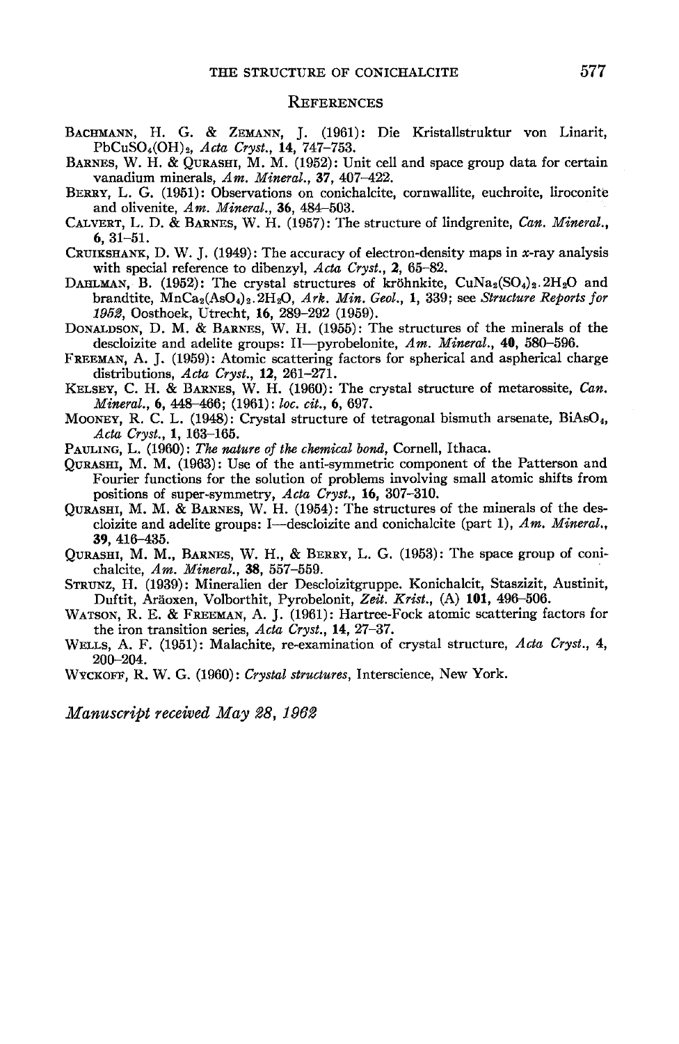## References

Bachmann, H. G. & Zemann, J. (1961): Die Kristallstruktur von Linarit, $PbCuSO_4(OH)_2$, *Acta Cryst.*, **14**, 747–753.

Barnes, W. H. & Qurashi, M. M. (1952): Unit cell and space group data for certain vanadium minerals, *Am. Mineral.*, **37**, 407–422.

Berry, L. G. (1951): Observations on conichalcite, cornwallite, euchroite, liroconite and olivenite, *Am. Mineral.*, **36**, 484–503.

Calvert, L. D. & Barnes, W. H. (1957): The structure of lindgrenite, *Can. Mineral.*, **6**, 31–51.

Cruikshank, D. W. J. (1949): The accuracy of electron-density maps in *x*-ray analysis with special reference to dibenzyl, *Acta Cryst.*, **2**, 65–82.

Dahlman, B. (1952): The crystal structures of kröhnkite, $CuNa_2(SO_4)_2 \cdot 2H_2O$ and brandtite, $MnCa_2(AsO_4)_2 \cdot 2H_2O$, *Ark. Min. Geol.*, **1**, 339; see *Structure Reports for 1952*, Oosthoek, Utrecht, **16**, 289–292 (1959).

Donaldson, D. M. & Barnes, W. H. (1955): The structures of the minerals of the descloizite and adelite groups: II—pyrobelonite, *Am. Mineral.*, **40**, 580–596.

Freeman, A. J. (1959): Atomic scattering factors for spherical and aspherical charge distributions, *Acta Cryst.*, **12**, 261–271.

Kelsey, C. H. & Barnes, W. H. (1960): The crystal structure of metarossite, *Can. Mineral.*, **6**, 448–466; (1961): *loc. cit.*, **6**, 697.

Mooney, R. C. L. (1948): Crystal structure of tetragonal bismuth arsenate, $BiAsO_4$, *Acta Cryst.*, **1**, 163–165.

Pauling, L. (1960): *The nature of the chemical bond*, Cornell, Ithaca.

Qurashi, M. M. (1963): Use of the anti-symmetric component of the Patterson and Fourier functions for the solution of problems involving small atomic shifts from positions of super-symmetry, *Acta Cryst.*, **16**, 307–310.

Qurashi, M. M. & Barnes, W. H. (1954): The structures of the minerals of the descloizite and adelite groups: I—descloizite and conichalcite (part 1), *Am. Mineral.*, **39**, 416–435.

Qurashi, M. M., Barnes, W. H., & Berry, L. G. (1953): The space group of conichalcite, *Am. Mineral.*, **38**, 557–559.

Strunz, H. (1939): Mineralien der Descloizitgruppe. Konichalcit, Staszizit, Austinit, Duftit, Aräoxen, Volborthit, Pyrobelonit, *Zeit. Krist.*, (A) **101**, 496–506.

Watson, R. E. & Freeman, A. J. (1961): Hartree-Fock atomic scattering factors for the iron transition series, *Acta Cryst.*, **14**, 27–37.

Wells, A. F. (1951): Malachite, re-examination of crystal structure, *Acta Cryst.*, **4**, 200–204.

Wyckoff, R. W. G. (1960): *Crystal structures*, Interscience, New York.

*Manuscript received May 28, 1962*